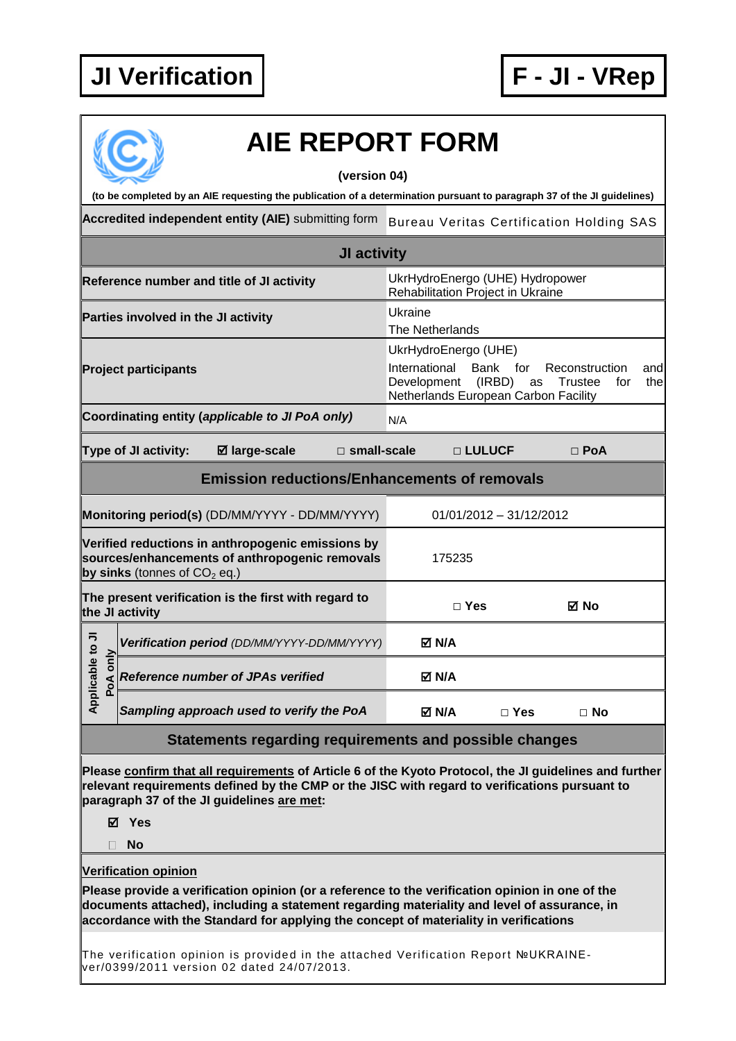**JI Verification**

**F - JI - VRep**

# AIE REPORT FORM

**(version 04)**

**(to be completed by an AIE requesting the publication of a determination pursuant to paragraph 37 of the JI guidelines)**

| | |
|---|---|
| **Accredited independent entity (AIE)** submitting form | Bureau Veritas Certification Holding SAS |

## JI activity

| | |
|---|---|
| **Reference number and title of JI activity** | UkrHydroEnergo (UHE) Hydropower Rehabilitation Project in Ukraine |
| **Parties involved in the JI activity** | Ukraine<br>The Netherlands |
| **Project participants** | UkrHydroEnergo (UHE)<br>International Bank for Reconstruction and Development (IRBD) as Trustee for the Netherlands European Carbon Facility |
| **Coordinating entity** ***(applicable to JI PoA only)*** | N/A |

**Type of JI activity:** ☑ **large-scale** □ **small-scale** □ **LULUCF** □ **PoA**

## Emission reductions/Enhancements of removals

| | | |
|---|---|---|
| **Monitoring period(s)** (DD/MM/YYYY - DD/MM/YYYY) | 01/01/2012 – 31/12/2012 | |
| **Verified reductions in anthropogenic emissions by sources/enhancements of anthropogenic removals by sinks** (tonnes of $CO_2$ eq.) | 175235 | |
| **The present verification is the first with regard to the JI activity** | □ **Yes** | ☑ **No** |

| Applicable to JI PoA only | | | | |
|---|---|---|---|---|
| | ***Verification period*** *(DD/MM/YYYY-DD/MM/YYYY)* | ☑ **N/A** | | |
| | ***Reference number of JPAs verified*** | ☑ **N/A** | | |
| | ***Sampling approach used to verify the PoA*** | ☑ **N/A** | □ **Yes** | □ **No** |

## Statements regarding requirements and possible changes

**Please confirm that all requirements of Article 6 of the Kyoto Protocol, the JI guidelines and further relevant requirements defined by the CMP or the JISC with regard to verifications pursuant to paragraph 37 of the JI guidelines are met:**

☑ **Yes**

□ **No**

**Verification opinion**

**Please provide a verification opinion (or a reference to the verification opinion in one of the documents attached), including a statement regarding materiality and level of assurance, in accordance with the Standard for applying the concept of materiality in verifications**

The verification opinion is provided in the attached Verification Report №UKRAINE-ver/0399/2011 version 02 dated 24/07/2013.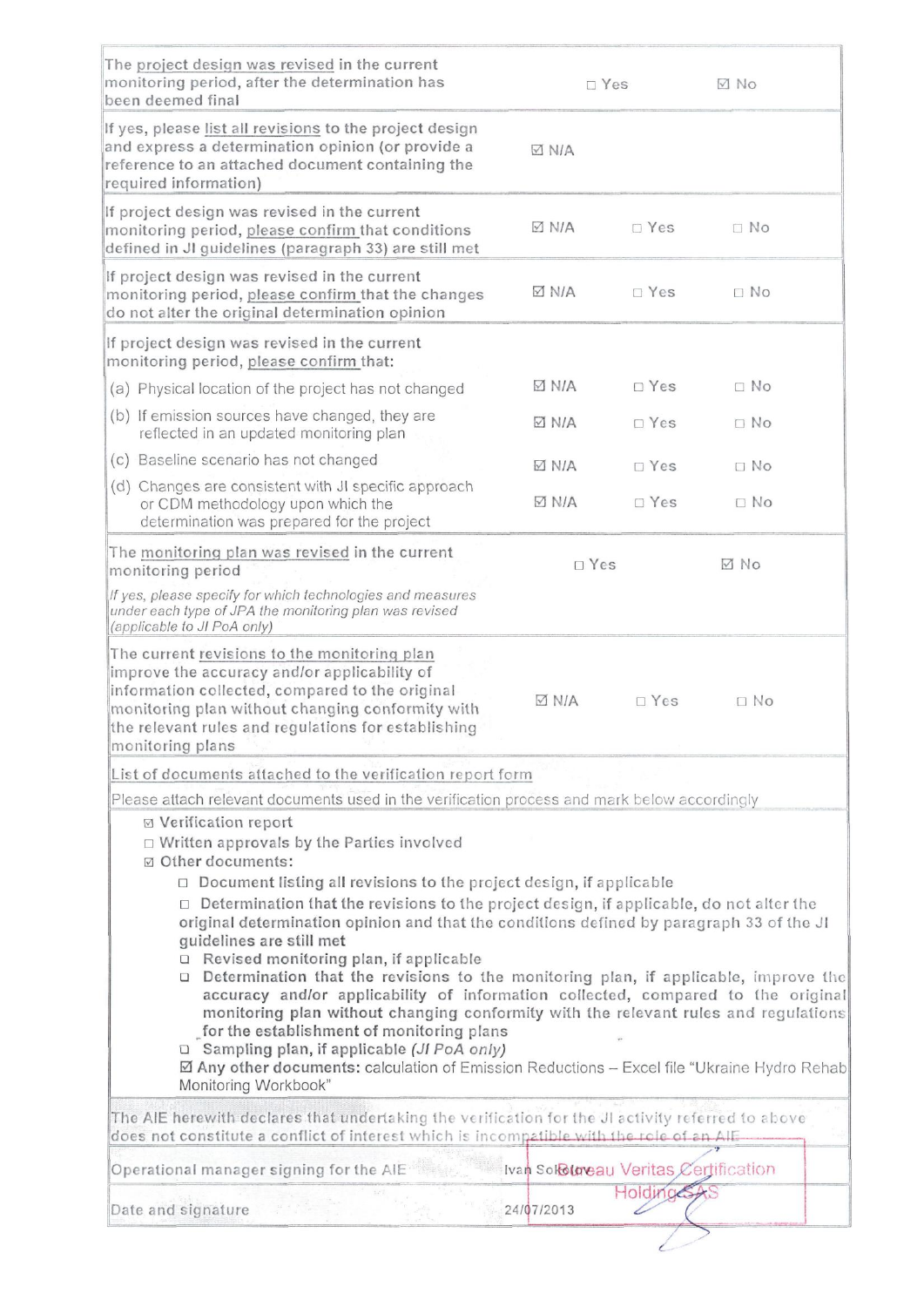| | | | |
|---|---|---|---|
| The project design was revised in the current monitoring period, after the determination has been deemed final | | ☐ Yes | ☑ No |
| If yes, please list all revisions to the project design and express a determination opinion (or provide a reference to an attached document containing the required information) | ☑ N/A | | |
| If project design was revised in the current monitoring period, please confirm that conditions defined in JI guidelines (paragraph 33) are still met | ☑ N/A | ☐ Yes | ☐ No |
| If project design was revised in the current monitoring period, please confirm that the changes do not alter the original determination opinion | ☑ N/A | ☐ Yes | ☐ No |
| If project design was revised in the current monitoring period, please confirm that: | | | |
| (a) Physical location of the project has not changed | ☑ N/A | ☐ Yes | ☐ No |
| (b) If emission sources have changed, they are reflected in an updated monitoring plan | ☑ N/A | ☐ Yes | ☐ No |
| (c) Baseline scenario has not changed | ☑ N/A | ☐ Yes | ☐ No |
| (d) Changes are consistent with JI specific approach or CDM methodology upon which the determination was prepared for the project | ☑ N/A | ☐ Yes | ☐ No |
| The monitoring plan was revised in the current monitoring period<br>*If yes, please specify for which technologies and measures under each type of JPA the monitoring plan was revised (applicable to JI PoA only)* | | ☐ Yes | ☑ No |
| The current revisions to the monitoring plan improve the accuracy and/or applicability of information collected, compared to the original monitoring plan without changing conformity with the relevant rules and regulations for establishing monitoring plans | ☑ N/A | ☐ Yes | ☐ No |

**List of documents attached to the verification report form**

Please attach relevant documents used in the verification process and mark below accordingly

- ☑ Verification report
- ☐ Written approvals by the Parties involved
- ☑ Other documents:
  - ☐ Document listing all revisions to the project design, if applicable
  - ☐ Determination that the revisions to the project design, if applicable, do not alter the original determination opinion and that the conditions defined by paragraph 33 of the JI guidelines are still met
  - ☐ Revised monitoring plan, if applicable
  - ☐ Determination that the revisions to the monitoring plan, if applicable, improve the accuracy and/or applicability of information collected, compared to the original monitoring plan without changing conformity with the relevant rules and regulations for the establishment of monitoring plans
  - ☐ Sampling plan, if applicable *(JI PoA only)*
  - ☑ Any other documents: calculation of Emission Reductions – Excel file "Ukraine Hydro Rehab Monitoring Workbook"

The AIE herewith declares that undertaking the verification for the JI activity referred to above does not constitute a conflict of interest which is incompatible with the role of an AIE

| | |
|---|---|
| Operational manager signing for the AIE | Ivan Sokolov |
| Date and signature | 24/07/2013 |

Bureau Veritas Certification Holding SAS